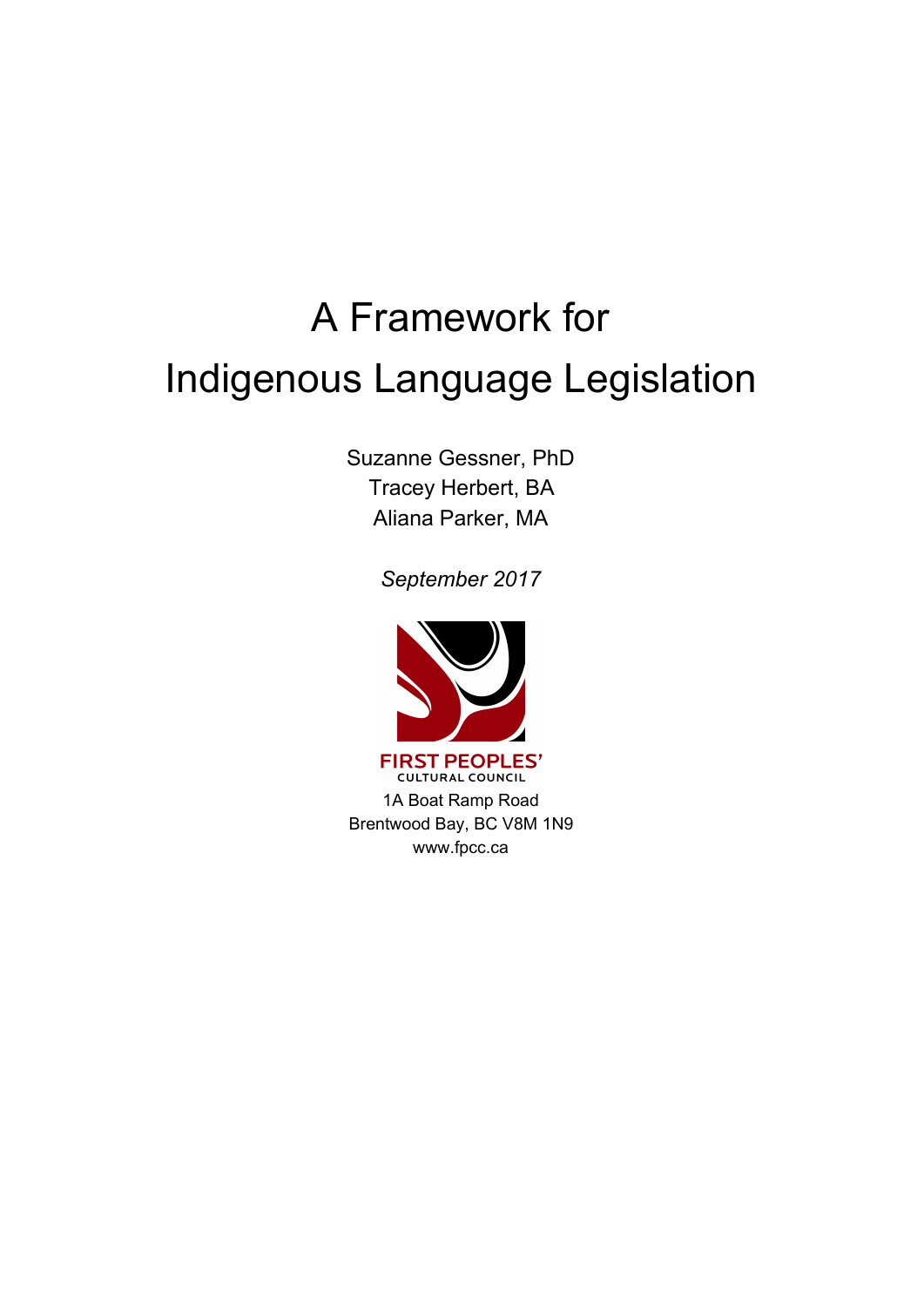# A Framework for Indigenous Language Legislation

Suzanne Gessner, PhD
Tracey Herbert, BA
Aliana Parker, MA

*September 2017*

FIRST PEOPLES'
CULTURAL COUNCIL

1A Boat Ramp Road
Brentwood Bay, BC V8M 1N9
www.fpcc.ca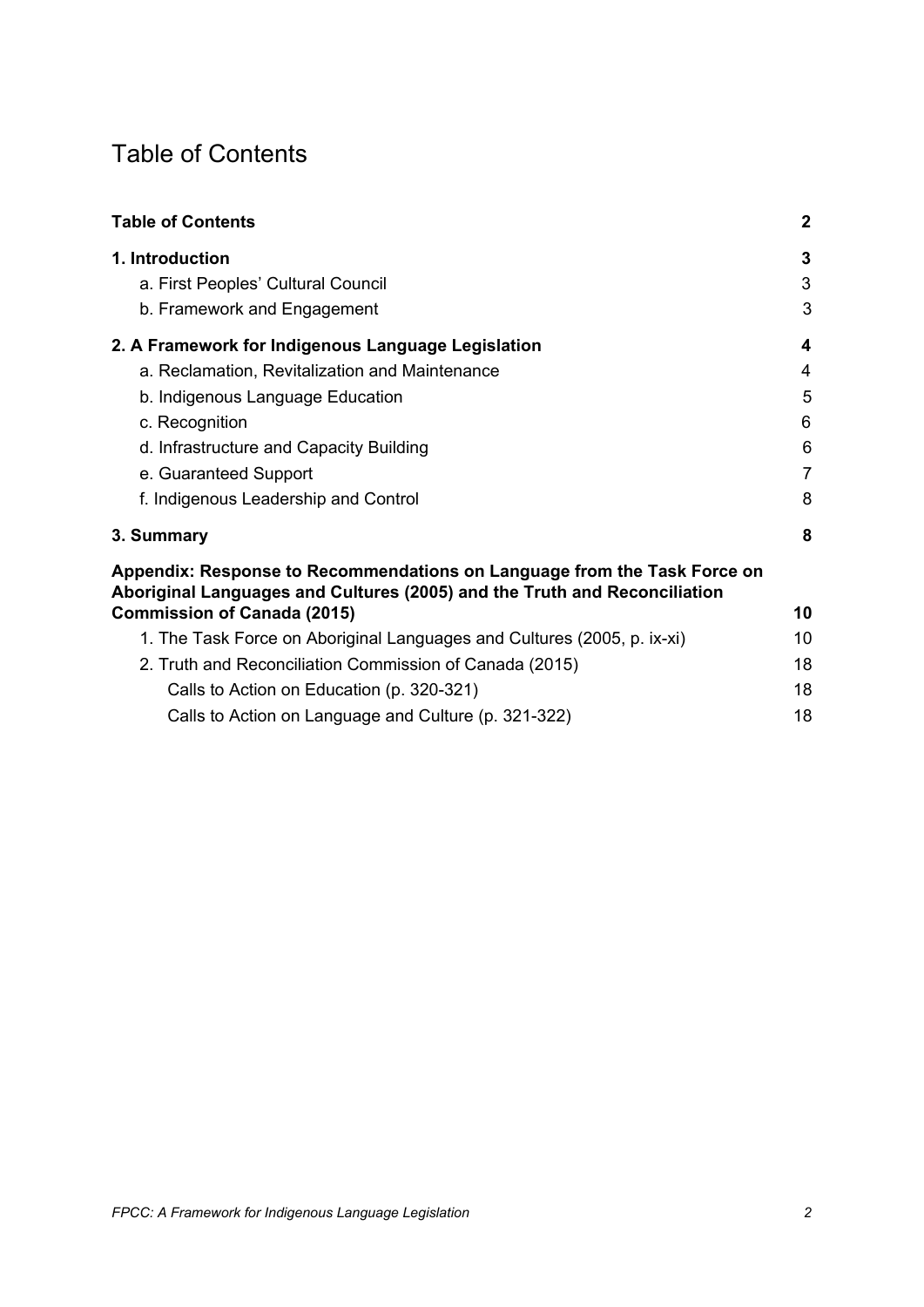# Table of Contents

**Table of Contents** **2**

**1. Introduction** **3**

- a. First Peoples' Cultural Council 3
- b. Framework and Engagement 3

**2. A Framework for Indigenous Language Legislation** **4**

- a. Reclamation, Revitalization and Maintenance 4
- b. Indigenous Language Education 5
- c. Recognition 6
- d. Infrastructure and Capacity Building 6
- e. Guaranteed Support 7
- f. Indigenous Leadership and Control 8

**3. Summary** **8**

**Appendix: Response to Recommendations on Language from the Task Force on Aboriginal Languages and Cultures (2005) and the Truth and Reconciliation Commission of Canada (2015)** **10**

- 1. The Task Force on Aboriginal Languages and Cultures (2005, p. ix-xi) 10
- 2. Truth and Reconciliation Commission of Canada (2015) 18
  - Calls to Action on Education (p. 320-321) 18
  - Calls to Action on Language and Culture (p. 321-322) 18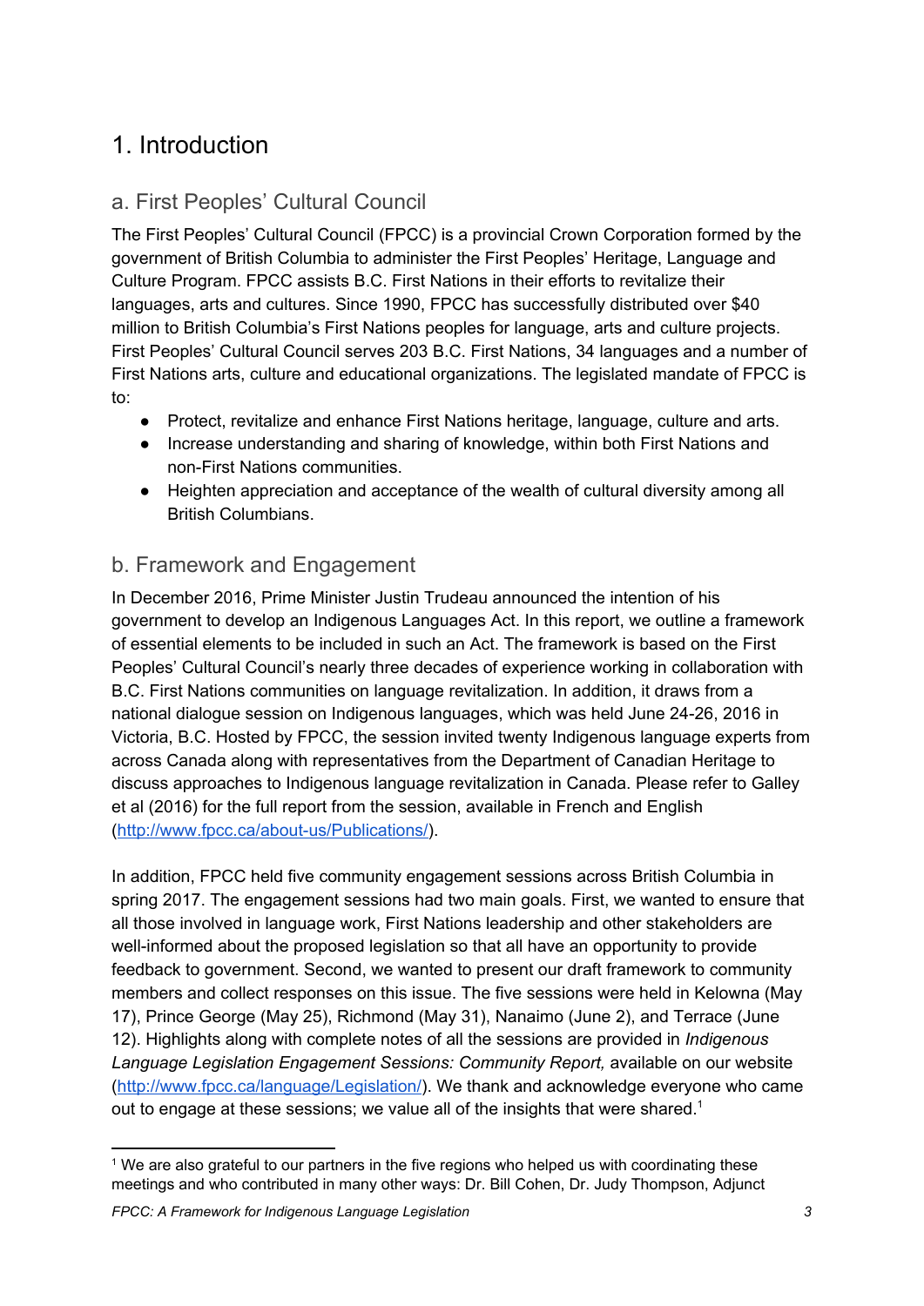# 1. Introduction

## a. First Peoples' Cultural Council

The First Peoples' Cultural Council (FPCC) is a provincial Crown Corporation formed by the government of British Columbia to administer the First Peoples' Heritage, Language and Culture Program. FPCC assists B.C. First Nations in their efforts to revitalize their languages, arts and cultures. Since 1990, FPCC has successfully distributed over $40 million to British Columbia's First Nations peoples for language, arts and culture projects. First Peoples' Cultural Council serves 203 B.C. First Nations, 34 languages and a number of First Nations arts, culture and educational organizations. The legislated mandate of FPCC is to:

- Protect, revitalize and enhance First Nations heritage, language, culture and arts.
- Increase understanding and sharing of knowledge, within both First Nations and non-First Nations communities.
- Heighten appreciation and acceptance of the wealth of cultural diversity among all British Columbians.

## b. Framework and Engagement

In December 2016, Prime Minister Justin Trudeau announced the intention of his government to develop an Indigenous Languages Act. In this report, we outline a framework of essential elements to be included in such an Act. The framework is based on the First Peoples' Cultural Council's nearly three decades of experience working in collaboration with B.C. First Nations communities on language revitalization. In addition, it draws from a national dialogue session on Indigenous languages, which was held June 24-26, 2016 in Victoria, B.C. Hosted by FPCC, the session invited twenty Indigenous language experts from across Canada along with representatives from the Department of Canadian Heritage to discuss approaches to Indigenous language revitalization in Canada. Please refer to Galley et al (2016) for the full report from the session, available in French and English (http://www.fpcc.ca/about-us/Publications/).

In addition, FPCC held five community engagement sessions across British Columbia in spring 2017. The engagement sessions had two main goals. First, we wanted to ensure that all those involved in language work, First Nations leadership and other stakeholders are well-informed about the proposed legislation so that all have an opportunity to provide feedback to government. Second, we wanted to present our draft framework to community members and collect responses on this issue. The five sessions were held in Kelowna (May 17), Prince George (May 25), Richmond (May 31), Nanaimo (June 2), and Terrace (June 12). Highlights along with complete notes of all the sessions are provided in *Indigenous Language Legislation Engagement Sessions: Community Report,* available on our website (http://www.fpcc.ca/language/Legislation/). We thank and acknowledge everyone who came out to engage at these sessions; we value all of the insights that were shared.[1]

---

[1] We are also grateful to our partners in the five regions who helped us with coordinating these meetings and who contributed in many other ways: Dr. Bill Cohen, Dr. Judy Thompson, Adjunct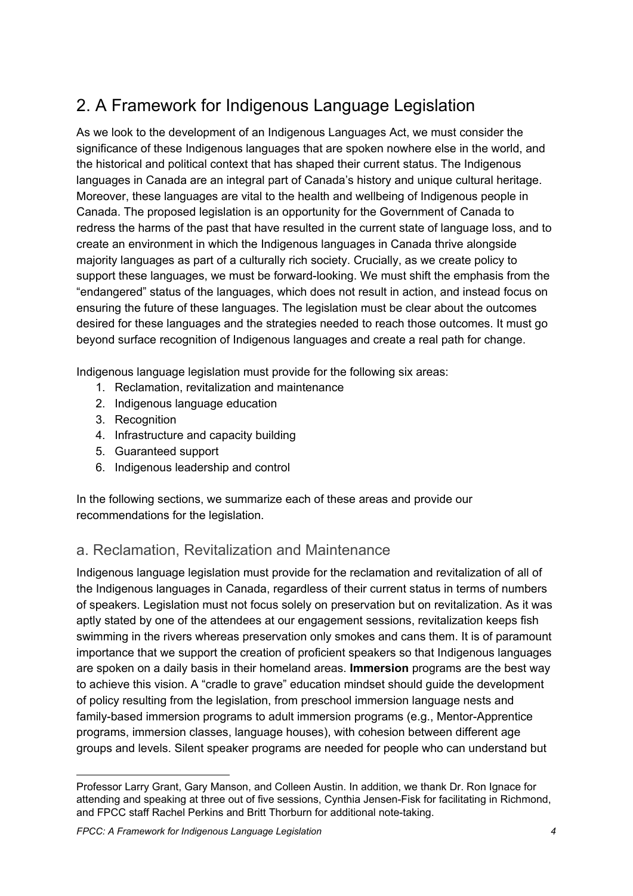## 2. A Framework for Indigenous Language Legislation

As we look to the development of an Indigenous Languages Act, we must consider the significance of these Indigenous languages that are spoken nowhere else in the world, and the historical and political context that has shaped their current status. The Indigenous languages in Canada are an integral part of Canada's history and unique cultural heritage. Moreover, these languages are vital to the health and wellbeing of Indigenous people in Canada. The proposed legislation is an opportunity for the Government of Canada to redress the harms of the past that have resulted in the current state of language loss, and to create an environment in which the Indigenous languages in Canada thrive alongside majority languages as part of a culturally rich society. Crucially, as we create policy to support these languages, we must be forward-looking. We must shift the emphasis from the "endangered" status of the languages, which does not result in action, and instead focus on ensuring the future of these languages. The legislation must be clear about the outcomes desired for these languages and the strategies needed to reach those outcomes. It must go beyond surface recognition of Indigenous languages and create a real path for change.

Indigenous language legislation must provide for the following six areas:

1. Reclamation, revitalization and maintenance
2. Indigenous language education
3. Recognition
4. Infrastructure and capacity building
5. Guaranteed support
6. Indigenous leadership and control

In the following sections, we summarize each of these areas and provide our recommendations for the legislation.

### a. Reclamation, Revitalization and Maintenance

Indigenous language legislation must provide for the reclamation and revitalization of all of the Indigenous languages in Canada, regardless of their current status in terms of numbers of speakers. Legislation must not focus solely on preservation but on revitalization. As it was aptly stated by one of the attendees at our engagement sessions, revitalization keeps fish swimming in the rivers whereas preservation only smokes and cans them. It is of paramount importance that we support the creation of proficient speakers so that Indigenous languages are spoken on a daily basis in their homeland areas. **Immersion** programs are the best way to achieve this vision. A "cradle to grave" education mindset should guide the development of policy resulting from the legislation, from preschool immersion language nests and family-based immersion programs to adult immersion programs (e.g., Mentor-Apprentice programs, immersion classes, language houses), with cohesion between different age groups and levels. Silent speaker programs are needed for people who can understand but

---

Professor Larry Grant, Gary Manson, and Colleen Austin. In addition, we thank Dr. Ron Ignace for attending and speaking at three out of five sessions, Cynthia Jensen-Fisk for facilitating in Richmond, and FPCC staff Rachel Perkins and Britt Thorburn for additional note-taking.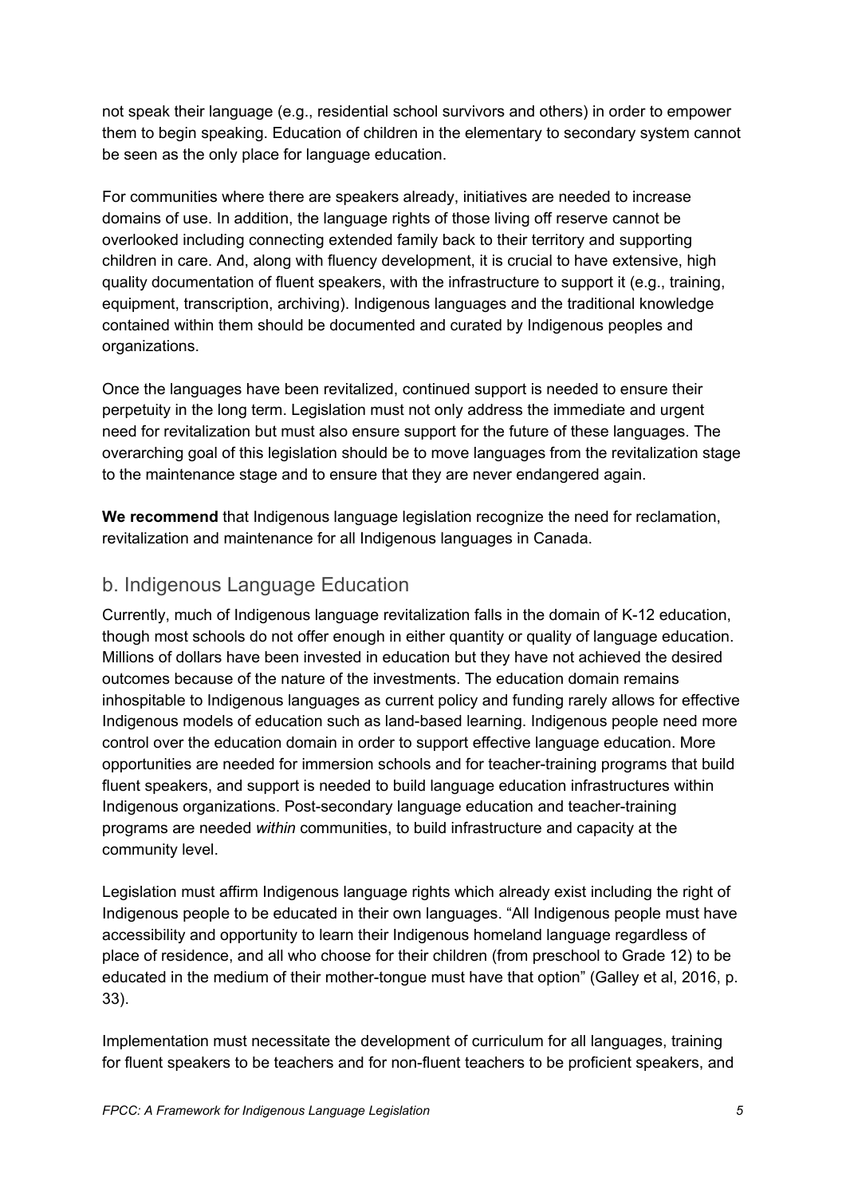not speak their language (e.g., residential school survivors and others) in order to empower them to begin speaking. Education of children in the elementary to secondary system cannot be seen as the only place for language education.

For communities where there are speakers already, initiatives are needed to increase domains of use. In addition, the language rights of those living off reserve cannot be overlooked including connecting extended family back to their territory and supporting children in care. And, along with fluency development, it is crucial to have extensive, high quality documentation of fluent speakers, with the infrastructure to support it (e.g., training, equipment, transcription, archiving). Indigenous languages and the traditional knowledge contained within them should be documented and curated by Indigenous peoples and organizations.

Once the languages have been revitalized, continued support is needed to ensure their perpetuity in the long term. Legislation must not only address the immediate and urgent need for revitalization but must also ensure support for the future of these languages. The overarching goal of this legislation should be to move languages from the revitalization stage to the maintenance stage and to ensure that they are never endangered again.

**We recommend** that Indigenous language legislation recognize the need for reclamation, revitalization and maintenance for all Indigenous languages in Canada.

## b. Indigenous Language Education

Currently, much of Indigenous language revitalization falls in the domain of K-12 education, though most schools do not offer enough in either quantity or quality of language education. Millions of dollars have been invested in education but they have not achieved the desired outcomes because of the nature of the investments. The education domain remains inhospitable to Indigenous languages as current policy and funding rarely allows for effective Indigenous models of education such as land-based learning. Indigenous people need more control over the education domain in order to support effective language education. More opportunities are needed for immersion schools and for teacher-training programs that build fluent speakers, and support is needed to build language education infrastructures within Indigenous organizations. Post-secondary language education and teacher-training programs are needed *within* communities, to build infrastructure and capacity at the community level.

Legislation must affirm Indigenous language rights which already exist including the right of Indigenous people to be educated in their own languages. "All Indigenous people must have accessibility and opportunity to learn their Indigenous homeland language regardless of place of residence, and all who choose for their children (from preschool to Grade 12) to be educated in the medium of their mother-tongue must have that option" (Galley et al, 2016, p. 33).

Implementation must necessitate the development of curriculum for all languages, training for fluent speakers to be teachers and for non-fluent teachers to be proficient speakers, and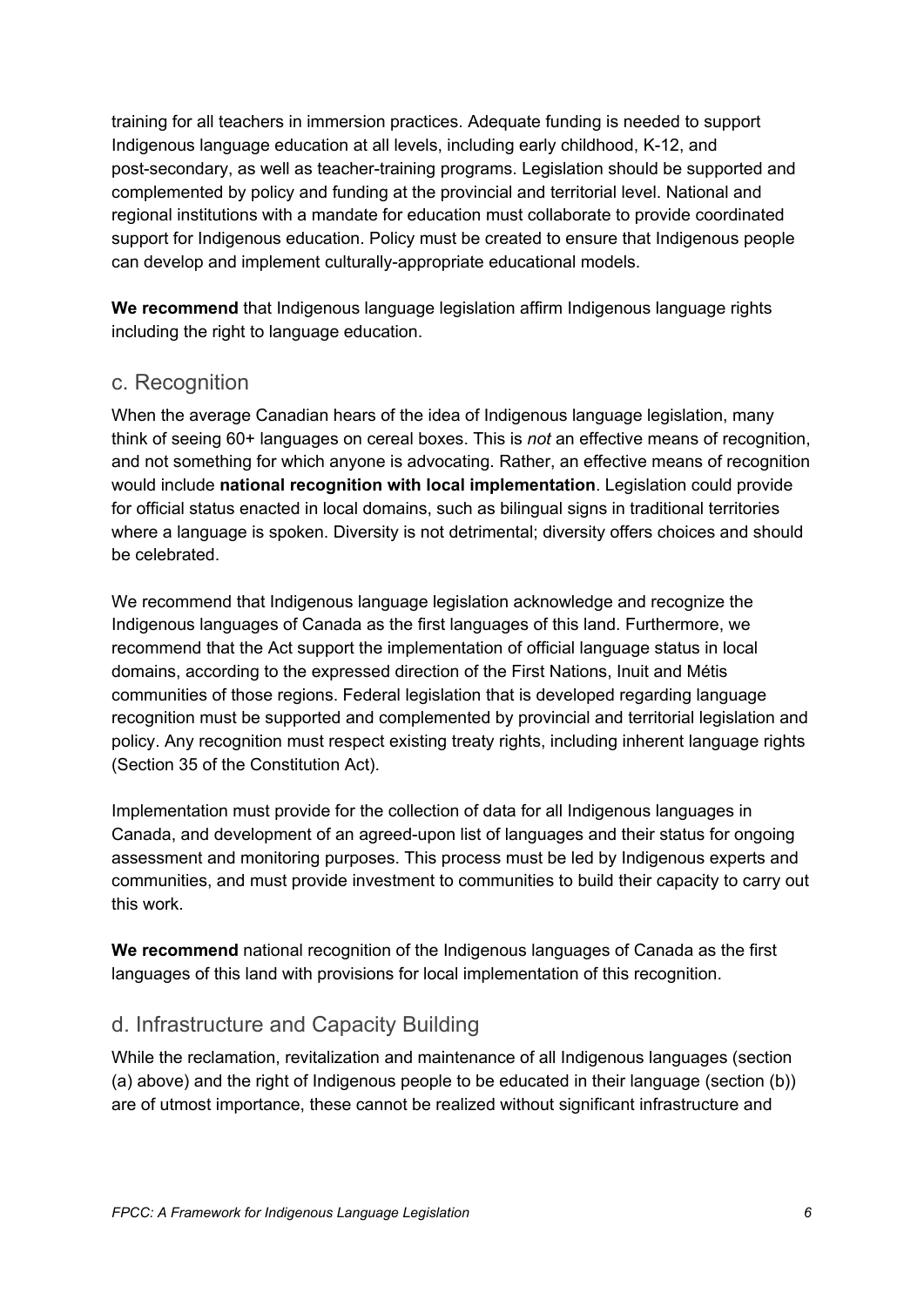training for all teachers in immersion practices. Adequate funding is needed to support Indigenous language education at all levels, including early childhood, K-12, and post-secondary, as well as teacher-training programs. Legislation should be supported and complemented by policy and funding at the provincial and territorial level. National and regional institutions with a mandate for education must collaborate to provide coordinated support for Indigenous education. Policy must be created to ensure that Indigenous people can develop and implement culturally-appropriate educational models.

**We recommend** that Indigenous language legislation affirm Indigenous language rights including the right to language education.

## c. Recognition

When the average Canadian hears of the idea of Indigenous language legislation, many think of seeing 60+ languages on cereal boxes. This is *not* an effective means of recognition, and not something for which anyone is advocating. Rather, an effective means of recognition would include **national recognition with local implementation**. Legislation could provide for official status enacted in local domains, such as bilingual signs in traditional territories where a language is spoken. Diversity is not detrimental; diversity offers choices and should be celebrated.

We recommend that Indigenous language legislation acknowledge and recognize the Indigenous languages of Canada as the first languages of this land. Furthermore, we recommend that the Act support the implementation of official language status in local domains, according to the expressed direction of the First Nations, Inuit and Métis communities of those regions. Federal legislation that is developed regarding language recognition must be supported and complemented by provincial and territorial legislation and policy. Any recognition must respect existing treaty rights, including inherent language rights (Section 35 of the Constitution Act).

Implementation must provide for the collection of data for all Indigenous languages in Canada, and development of an agreed-upon list of languages and their status for ongoing assessment and monitoring purposes. This process must be led by Indigenous experts and communities, and must provide investment to communities to build their capacity to carry out this work.

**We recommend** national recognition of the Indigenous languages of Canada as the first languages of this land with provisions for local implementation of this recognition.

## d. Infrastructure and Capacity Building

While the reclamation, revitalization and maintenance of all Indigenous languages (section (a) above) and the right of Indigenous people to be educated in their language (section (b)) are of utmost importance, these cannot be realized without significant infrastructure and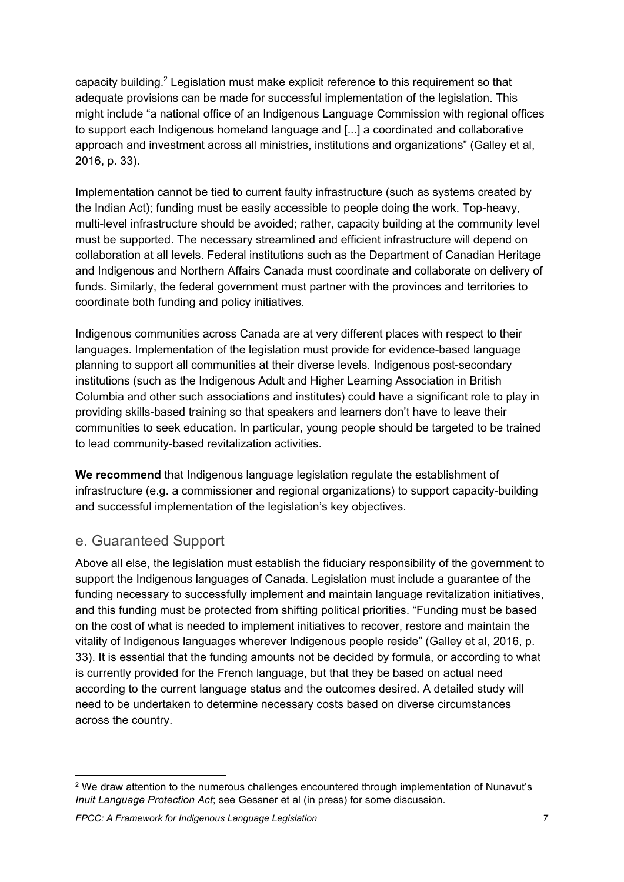capacity building.[2] Legislation must make explicit reference to this requirement so that adequate provisions can be made for successful implementation of the legislation. This might include "a national office of an Indigenous Language Commission with regional offices to support each Indigenous homeland language and [...] a coordinated and collaborative approach and investment across all ministries, institutions and organizations" (Galley et al, 2016, p. 33).

Implementation cannot be tied to current faulty infrastructure (such as systems created by the Indian Act); funding must be easily accessible to people doing the work. Top-heavy, multi-level infrastructure should be avoided; rather, capacity building at the community level must be supported. The necessary streamlined and efficient infrastructure will depend on collaboration at all levels. Federal institutions such as the Department of Canadian Heritage and Indigenous and Northern Affairs Canada must coordinate and collaborate on delivery of funds. Similarly, the federal government must partner with the provinces and territories to coordinate both funding and policy initiatives.

Indigenous communities across Canada are at very different places with respect to their languages. Implementation of the legislation must provide for evidence-based language planning to support all communities at their diverse levels. Indigenous post-secondary institutions (such as the Indigenous Adult and Higher Learning Association in British Columbia and other such associations and institutes) could have a significant role to play in providing skills-based training so that speakers and learners don't have to leave their communities to seek education. In particular, young people should be targeted to be trained to lead community-based revitalization activities.

**We recommend** that Indigenous language legislation regulate the establishment of infrastructure (e.g. a commissioner and regional organizations) to support capacity-building and successful implementation of the legislation's key objectives.

## e. Guaranteed Support

Above all else, the legislation must establish the fiduciary responsibility of the government to support the Indigenous languages of Canada. Legislation must include a guarantee of the funding necessary to successfully implement and maintain language revitalization initiatives, and this funding must be protected from shifting political priorities. "Funding must be based on the cost of what is needed to implement initiatives to recover, restore and maintain the vitality of Indigenous languages wherever Indigenous people reside" (Galley et al, 2016, p. 33). It is essential that the funding amounts not be decided by formula, or according to what is currently provided for the French language, but that they be based on actual need according to the current language status and the outcomes desired. A detailed study will need to be undertaken to determine necessary costs based on diverse circumstances across the country.

---

[2] We draw attention to the numerous challenges encountered through implementation of Nunavut's *Inuit Language Protection Act*; see Gessner et al (in press) for some discussion.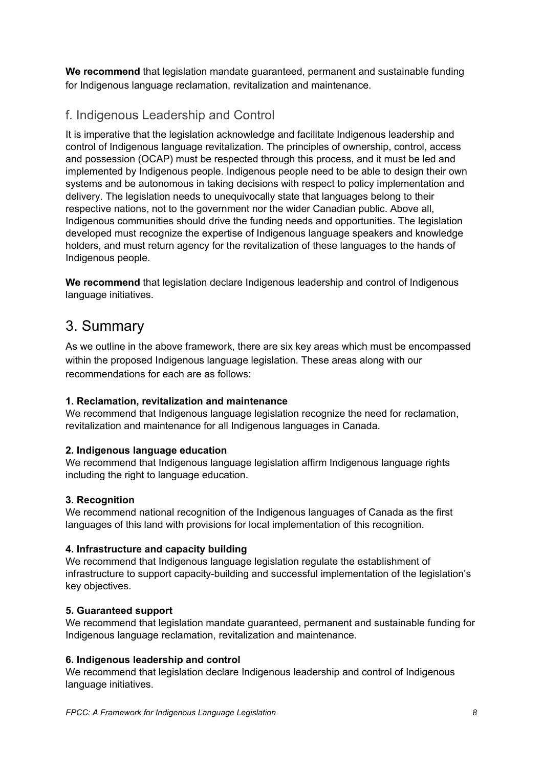**We recommend** that legislation mandate guaranteed, permanent and sustainable funding for Indigenous language reclamation, revitalization and maintenance.

### f. Indigenous Leadership and Control

It is imperative that the legislation acknowledge and facilitate Indigenous leadership and control of Indigenous language revitalization. The principles of ownership, control, access and possession (OCAP) must be respected through this process, and it must be led and implemented by Indigenous people. Indigenous people need to be able to design their own systems and be autonomous in taking decisions with respect to policy implementation and delivery. The legislation needs to unequivocally state that languages belong to their respective nations, not to the government nor the wider Canadian public. Above all, Indigenous communities should drive the funding needs and opportunities. The legislation developed must recognize the expertise of Indigenous language speakers and knowledge holders, and must return agency for the revitalization of these languages to the hands of Indigenous people.

**We recommend** that legislation declare Indigenous leadership and control of Indigenous language initiatives.

## 3. Summary

As we outline in the above framework, there are six key areas which must be encompassed within the proposed Indigenous language legislation. These areas along with our recommendations for each are as follows:

**1. Reclamation, revitalization and maintenance**
We recommend that Indigenous language legislation recognize the need for reclamation, revitalization and maintenance for all Indigenous languages in Canada.

**2. Indigenous language education**
We recommend that Indigenous language legislation affirm Indigenous language rights including the right to language education.

**3. Recognition**
We recommend national recognition of the Indigenous languages of Canada as the first languages of this land with provisions for local implementation of this recognition.

**4. Infrastructure and capacity building**
We recommend that Indigenous language legislation regulate the establishment of infrastructure to support capacity-building and successful implementation of the legislation's key objectives.

**5. Guaranteed support**
We recommend that legislation mandate guaranteed, permanent and sustainable funding for Indigenous language reclamation, revitalization and maintenance.

**6. Indigenous leadership and control**
We recommend that legislation declare Indigenous leadership and control of Indigenous language initiatives.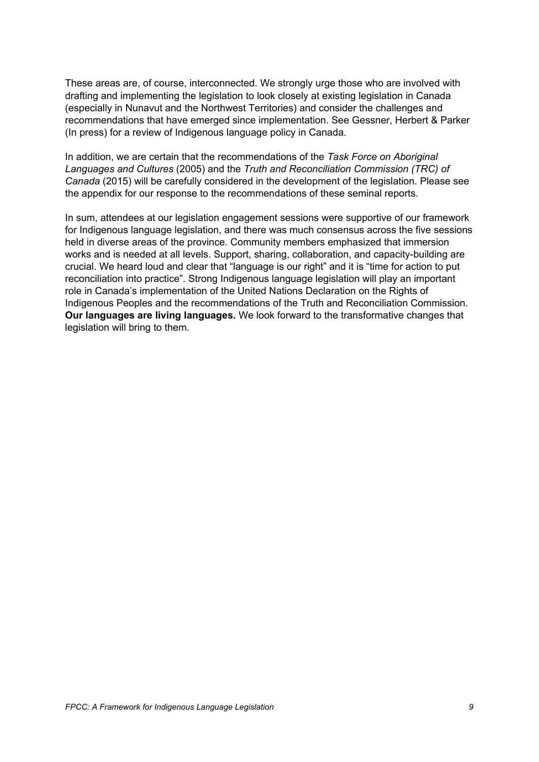These areas are, of course, interconnected. We strongly urge those who are involved with drafting and implementing the legislation to look closely at existing legislation in Canada (especially in Nunavut and the Northwest Territories) and consider the challenges and recommendations that have emerged since implementation. See Gessner, Herbert & Parker (In press) for a review of Indigenous language policy in Canada.

In addition, we are certain that the recommendations of the *Task Force on Aboriginal Languages and Cultures* (2005) and the *Truth and Reconciliation Commission (TRC) of Canada* (2015) will be carefully considered in the development of the legislation. Please see the appendix for our response to the recommendations of these seminal reports.

In sum, attendees at our legislation engagement sessions were supportive of our framework for Indigenous language legislation, and there was much consensus across the five sessions held in diverse areas of the province. Community members emphasized that immersion works and is needed at all levels. Support, sharing, collaboration, and capacity-building are crucial. We heard loud and clear that "language is our right" and it is "time for action to put reconciliation into practice". Strong Indigenous language legislation will play an important role in Canada's implementation of the United Nations Declaration on the Rights of Indigenous Peoples and the recommendations of the Truth and Reconciliation Commission. **Our languages are living languages.** We look forward to the transformative changes that legislation will bring to them.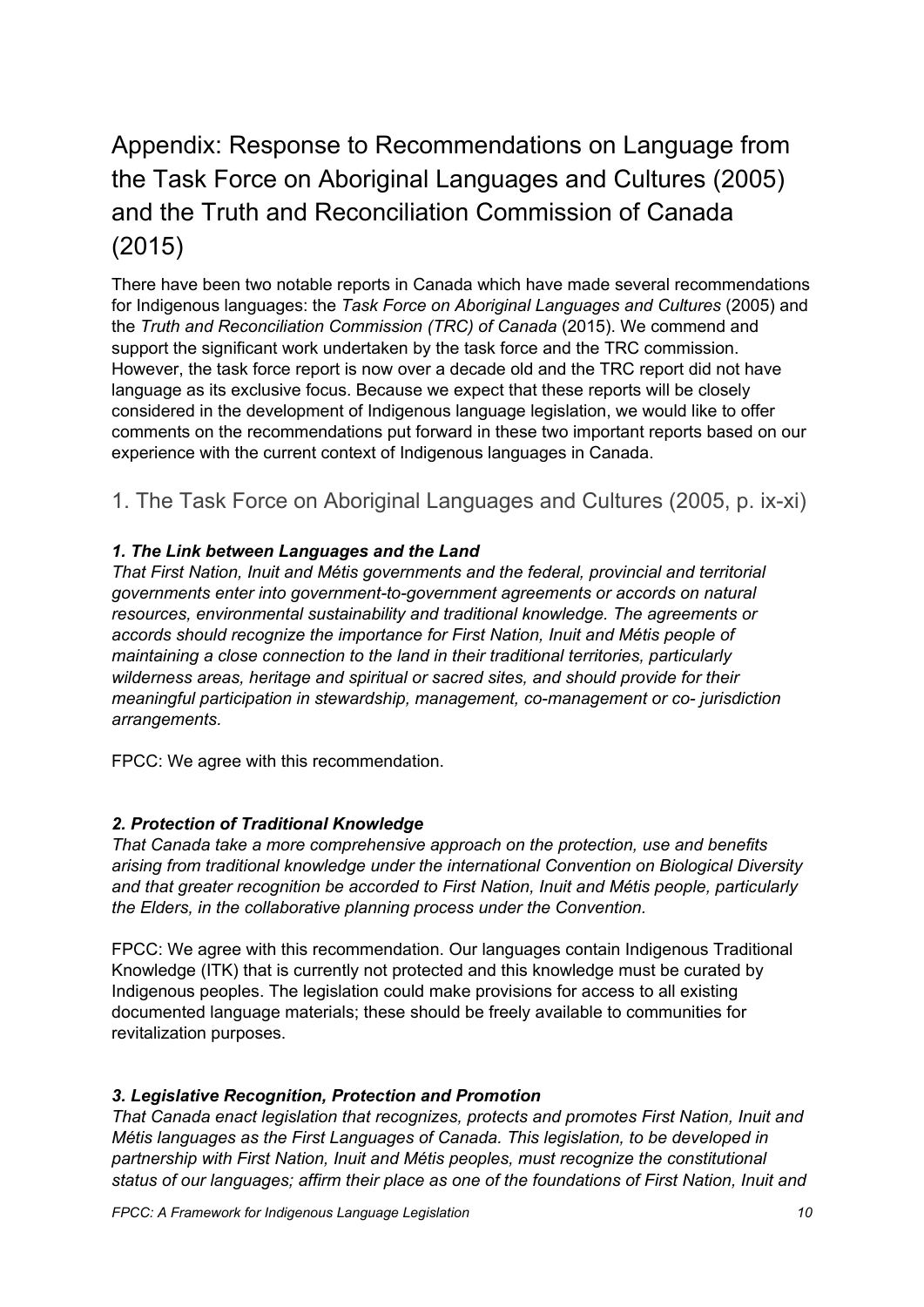# Appendix: Response to Recommendations on Language from the Task Force on Aboriginal Languages and Cultures (2005) and the Truth and Reconciliation Commission of Canada (2015)

There have been two notable reports in Canada which have made several recommendations for Indigenous languages: the *Task Force on Aboriginal Languages and Cultures* (2005) and the *Truth and Reconciliation Commission (TRC) of Canada* (2015). We commend and support the significant work undertaken by the task force and the TRC commission. However, the task force report is now over a decade old and the TRC report did not have language as its exclusive focus. Because we expect that these reports will be closely considered in the development of Indigenous language legislation, we would like to offer comments on the recommendations put forward in these two important reports based on our experience with the current context of Indigenous languages in Canada.

## 1. The Task Force on Aboriginal Languages and Cultures (2005, p. ix-xi)

### *1. The Link between Languages and the Land*

*That First Nation, Inuit and Métis governments and the federal, provincial and territorial governments enter into government-to-government agreements or accords on natural resources, environmental sustainability and traditional knowledge. The agreements or accords should recognize the importance for First Nation, Inuit and Métis people of maintaining a close connection to the land in their traditional territories, particularly wilderness areas, heritage and spiritual or sacred sites, and should provide for their meaningful participation in stewardship, management, co-management or co- jurisdiction arrangements.*

FPCC: We agree with this recommendation.

### *2. Protection of Traditional Knowledge*

*That Canada take a more comprehensive approach on the protection, use and benefits arising from traditional knowledge under the international Convention on Biological Diversity and that greater recognition be accorded to First Nation, Inuit and Métis people, particularly the Elders, in the collaborative planning process under the Convention.*

FPCC: We agree with this recommendation. Our languages contain Indigenous Traditional Knowledge (ITK) that is currently not protected and this knowledge must be curated by Indigenous peoples. The legislation could make provisions for access to all existing documented language materials; these should be freely available to communities for revitalization purposes.

### *3. Legislative Recognition, Protection and Promotion*

*That Canada enact legislation that recognizes, protects and promotes First Nation, Inuit and Métis languages as the First Languages of Canada. This legislation, to be developed in partnership with First Nation, Inuit and Métis peoples, must recognize the constitutional status of our languages; affirm their place as one of the foundations of First Nation, Inuit and*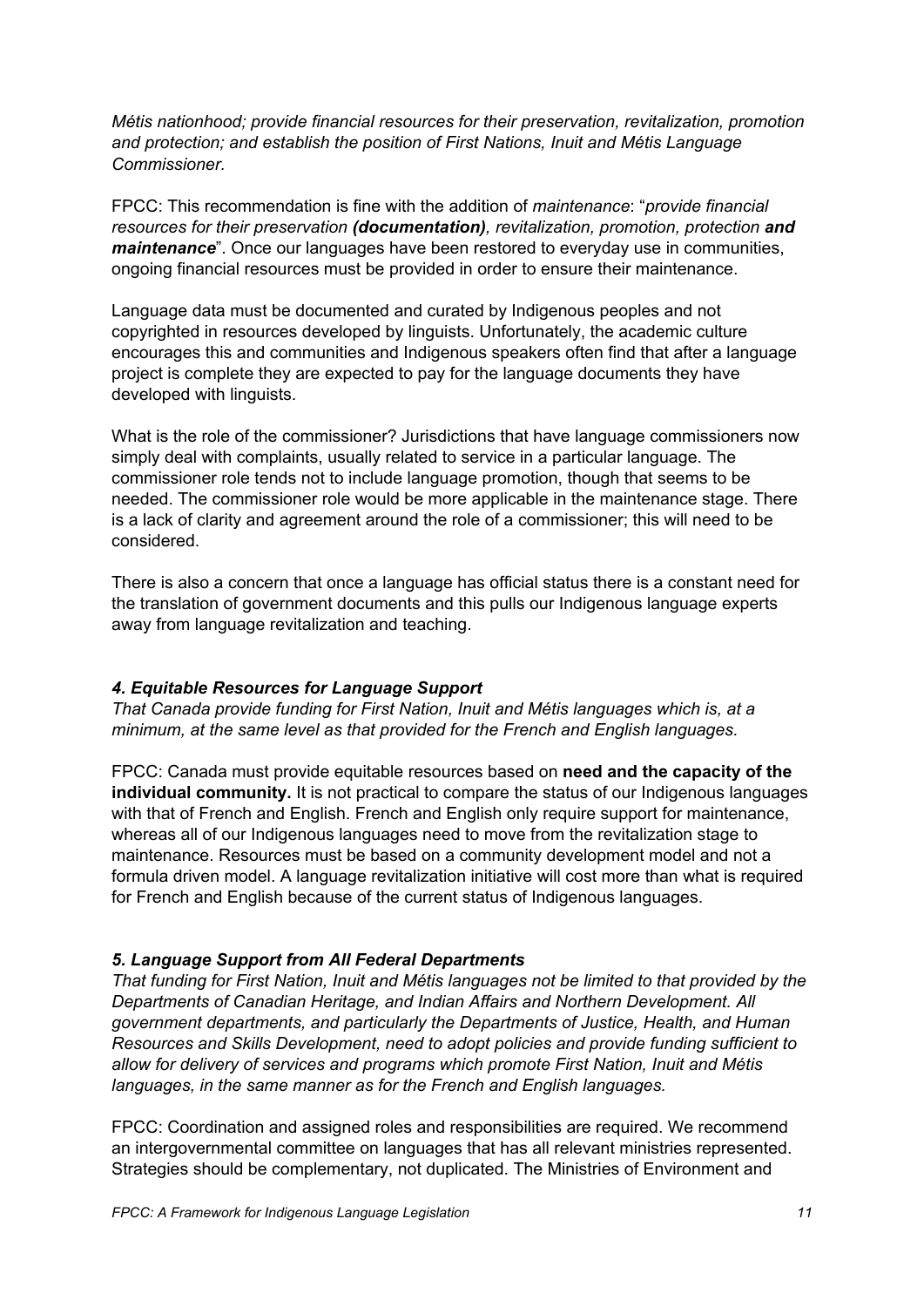*Métis nationhood; provide financial resources for their preservation, revitalization, promotion and protection; and establish the position of First Nations, Inuit and Métis Language Commissioner.*

FPCC: This recommendation is fine with the addition of *maintenance*: "*provide financial resources for their preservation **(documentation)**, revitalization, promotion, protection **and maintenance***". Once our languages have been restored to everyday use in communities, ongoing financial resources must be provided in order to ensure their maintenance.

Language data must be documented and curated by Indigenous peoples and not copyrighted in resources developed by linguists. Unfortunately, the academic culture encourages this and communities and Indigenous speakers often find that after a language project is complete they are expected to pay for the language documents they have developed with linguists.

What is the role of the commissioner? Jurisdictions that have language commissioners now simply deal with complaints, usually related to service in a particular language. The commissioner role tends not to include language promotion, though that seems to be needed. The commissioner role would be more applicable in the maintenance stage. There is a lack of clarity and agreement around the role of a commissioner; this will need to be considered.

There is also a concern that once a language has official status there is a constant need for the translation of government documents and this pulls our Indigenous language experts away from language revitalization and teaching.

### *4. Equitable Resources for Language Support*

*That Canada provide funding for First Nation, Inuit and Métis languages which is, at a minimum, at the same level as that provided for the French and English languages.*

FPCC: Canada must provide equitable resources based on **need and the capacity of the individual community.** It is not practical to compare the status of our Indigenous languages with that of French and English. French and English only require support for maintenance, whereas all of our Indigenous languages need to move from the revitalization stage to maintenance. Resources must be based on a community development model and not a formula driven model. A language revitalization initiative will cost more than what is required for French and English because of the current status of Indigenous languages.

### *5. Language Support from All Federal Departments*

*That funding for First Nation, Inuit and Métis languages not be limited to that provided by the Departments of Canadian Heritage, and Indian Affairs and Northern Development. All government departments, and particularly the Departments of Justice, Health, and Human Resources and Skills Development, need to adopt policies and provide funding sufficient to allow for delivery of services and programs which promote First Nation, Inuit and Métis languages, in the same manner as for the French and English languages.*

FPCC: Coordination and assigned roles and responsibilities are required. We recommend an intergovernmental committee on languages that has all relevant ministries represented. Strategies should be complementary, not duplicated. The Ministries of Environment and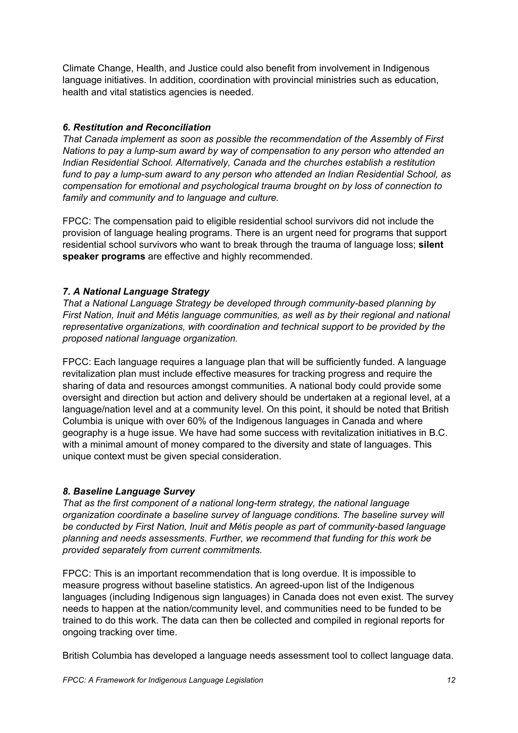Climate Change, Health, and Justice could also benefit from involvement in Indigenous language initiatives. In addition, coordination with provincial ministries such as education, health and vital statistics agencies is needed.

### *6. Restitution and Reconciliation*

*That Canada implement as soon as possible the recommendation of the Assembly of First Nations to pay a lump-sum award by way of compensation to any person who attended an Indian Residential School. Alternatively, Canada and the churches establish a restitution fund to pay a lump-sum award to any person who attended an Indian Residential School, as compensation for emotional and psychological trauma brought on by loss of connection to family and community and to language and culture.*

FPCC: The compensation paid to eligible residential school survivors did not include the provision of language healing programs. There is an urgent need for programs that support residential school survivors who want to break through the trauma of language loss; **silent speaker programs** are effective and highly recommended.

### *7. A National Language Strategy*

*That a National Language Strategy be developed through community-based planning by First Nation, Inuit and Métis language communities, as well as by their regional and national representative organizations, with coordination and technical support to be provided by the proposed national language organization.*

FPCC: Each language requires a language plan that will be sufficiently funded. A language revitalization plan must include effective measures for tracking progress and require the sharing of data and resources amongst communities. A national body could provide some oversight and direction but action and delivery should be undertaken at a regional level, at a language/nation level and at a community level. On this point, it should be noted that British Columbia is unique with over 60% of the Indigenous languages in Canada and where geography is a huge issue. We have had some success with revitalization initiatives in B.C. with a minimal amount of money compared to the diversity and state of languages. This unique context must be given special consideration.

### *8. Baseline Language Survey*

*That as the first component of a national long-term strategy, the national language organization coordinate a baseline survey of language conditions. The baseline survey will be conducted by First Nation, Inuit and Métis people as part of community-based language planning and needs assessments. Further, we recommend that funding for this work be provided separately from current commitments.*

FPCC: This is an important recommendation that is long overdue. It is impossible to measure progress without baseline statistics. An agreed-upon list of the Indigenous languages (including Indigenous sign languages) in Canada does not even exist. The survey needs to happen at the nation/community level, and communities need to be funded to be trained to do this work. The data can then be collected and compiled in regional reports for ongoing tracking over time.

British Columbia has developed a language needs assessment tool to collect language data.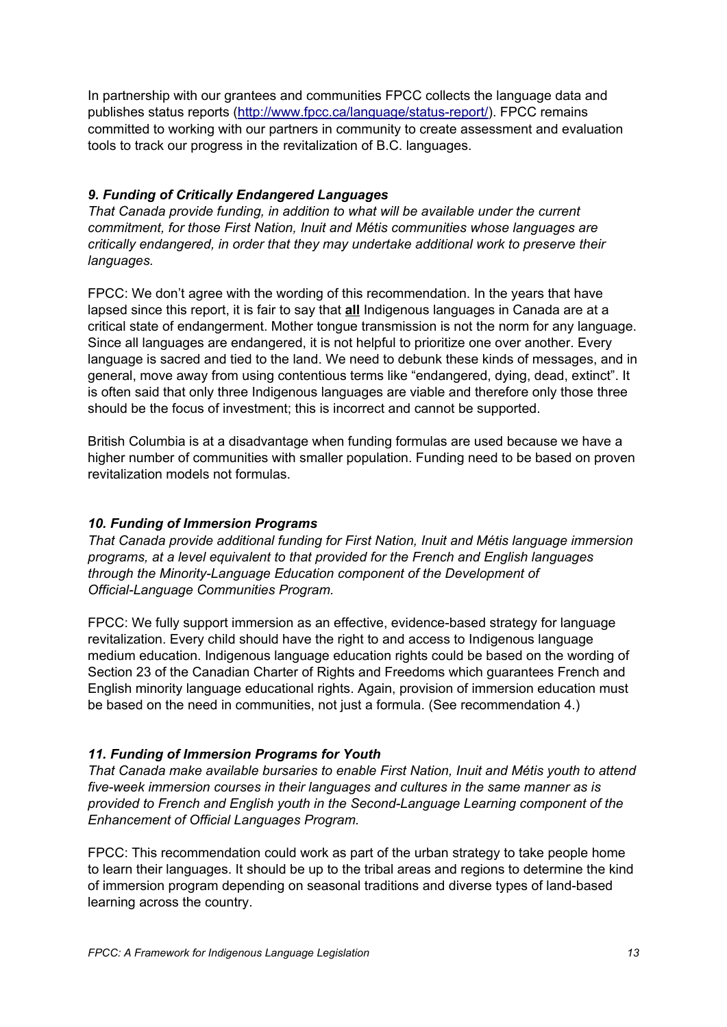In partnership with our grantees and communities FPCC collects the language data and publishes status reports ([http://www.fpcc.ca/language/status-report/](http://www.fpcc.ca/language/status-report/)). FPCC remains committed to working with our partners in community to create assessment and evaluation tools to track our progress in the revitalization of B.C. languages.

### *9. Funding of Critically Endangered Languages*

*That Canada provide funding, in addition to what will be available under the current commitment, for those First Nation, Inuit and Métis communities whose languages are critically endangered, in order that they may undertake additional work to preserve their languages.*

FPCC: We don't agree with the wording of this recommendation. In the years that have lapsed since this report, it is fair to say that **all** Indigenous languages in Canada are at a critical state of endangerment. Mother tongue transmission is not the norm for any language. Since all languages are endangered, it is not helpful to prioritize one over another. Every language is sacred and tied to the land. We need to debunk these kinds of messages, and in general, move away from using contentious terms like "endangered, dying, dead, extinct". It is often said that only three Indigenous languages are viable and therefore only those three should be the focus of investment; this is incorrect and cannot be supported.

British Columbia is at a disadvantage when funding formulas are used because we have a higher number of communities with smaller population. Funding need to be based on proven revitalization models not formulas.

### *10. Funding of Immersion Programs*

*That Canada provide additional funding for First Nation, Inuit and Métis language immersion programs, at a level equivalent to that provided for the French and English languages through the Minority-Language Education component of the Development of Official-Language Communities Program.*

FPCC: We fully support immersion as an effective, evidence-based strategy for language revitalization. Every child should have the right to and access to Indigenous language medium education. Indigenous language education rights could be based on the wording of Section 23 of the Canadian Charter of Rights and Freedoms which guarantees French and English minority language educational rights. Again, provision of immersion education must be based on the need in communities, not just a formula. (See recommendation 4.)

### *11. Funding of Immersion Programs for Youth*

*That Canada make available bursaries to enable First Nation, Inuit and Métis youth to attend five-week immersion courses in their languages and cultures in the same manner as is provided to French and English youth in the Second-Language Learning component of the Enhancement of Official Languages Program.*

FPCC: This recommendation could work as part of the urban strategy to take people home to learn their languages. It should be up to the tribal areas and regions to determine the kind of immersion program depending on seasonal traditions and diverse types of land-based learning across the country.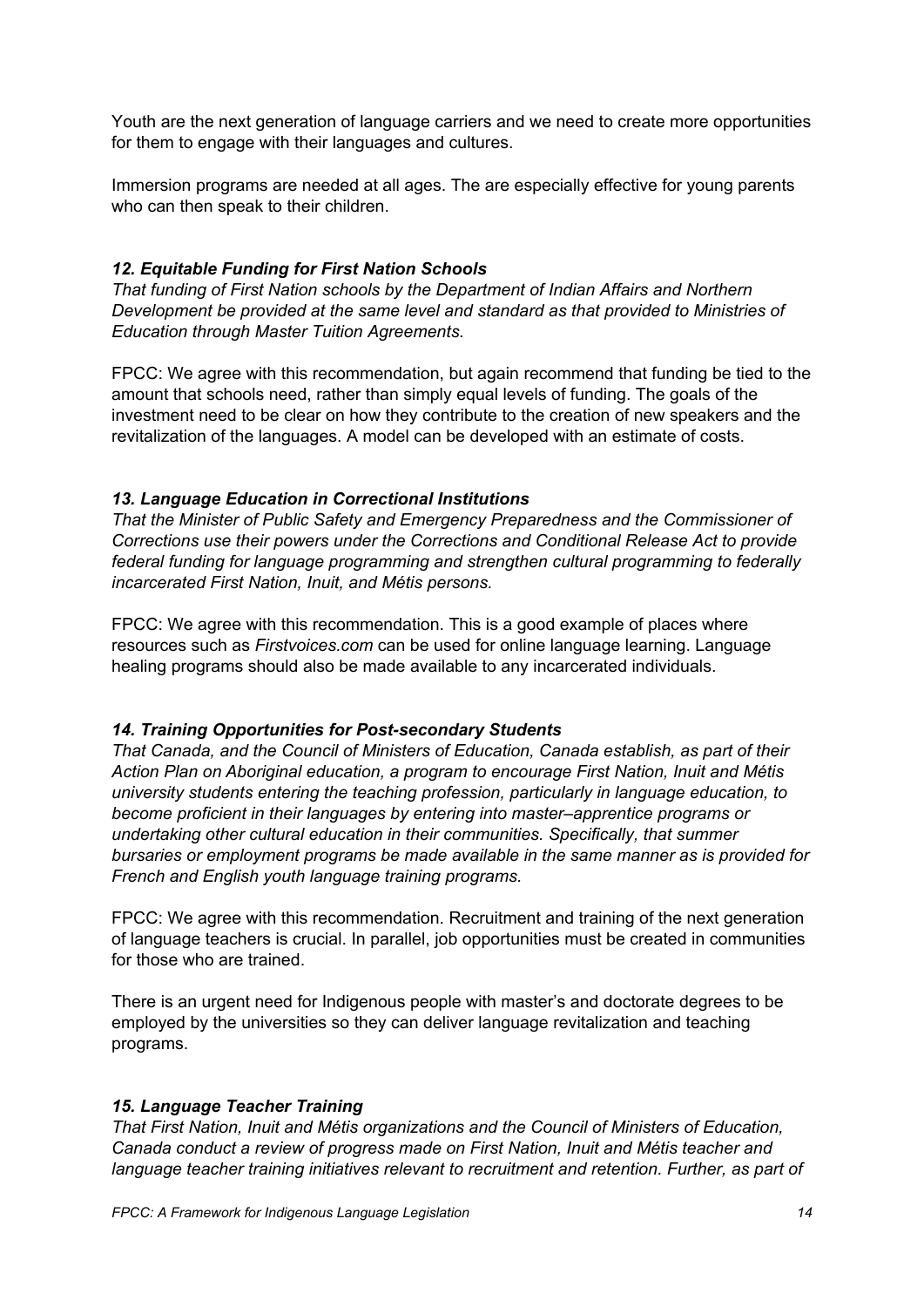Youth are the next generation of language carriers and we need to create more opportunities for them to engage with their languages and cultures.

Immersion programs are needed at all ages. The are especially effective for young parents who can then speak to their children.

### *12. Equitable Funding for First Nation Schools*

*That funding of First Nation schools by the Department of Indian Affairs and Northern Development be provided at the same level and standard as that provided to Ministries of Education through Master Tuition Agreements.*

FPCC: We agree with this recommendation, but again recommend that funding be tied to the amount that schools need, rather than simply equal levels of funding. The goals of the investment need to be clear on how they contribute to the creation of new speakers and the revitalization of the languages. A model can be developed with an estimate of costs.

### *13. Language Education in Correctional Institutions*

*That the Minister of Public Safety and Emergency Preparedness and the Commissioner of Corrections use their powers under the Corrections and Conditional Release Act to provide federal funding for language programming and strengthen cultural programming to federally incarcerated First Nation, Inuit, and Métis persons.*

FPCC: We agree with this recommendation. This is a good example of places where resources such as *Firstvoices.com* can be used for online language learning. Language healing programs should also be made available to any incarcerated individuals.

### *14. Training Opportunities for Post-secondary Students*

*That Canada, and the Council of Ministers of Education, Canada establish, as part of their Action Plan on Aboriginal education, a program to encourage First Nation, Inuit and Métis university students entering the teaching profession, particularly in language education, to become proficient in their languages by entering into master–apprentice programs or undertaking other cultural education in their communities. Specifically, that summer bursaries or employment programs be made available in the same manner as is provided for French and English youth language training programs.*

FPCC: We agree with this recommendation. Recruitment and training of the next generation of language teachers is crucial. In parallel, job opportunities must be created in communities for those who are trained.

There is an urgent need for Indigenous people with master's and doctorate degrees to be employed by the universities so they can deliver language revitalization and teaching programs.

### *15. Language Teacher Training*

*That First Nation, Inuit and Métis organizations and the Council of Ministers of Education, Canada conduct a review of progress made on First Nation, Inuit and Métis teacher and language teacher training initiatives relevant to recruitment and retention. Further, as part of*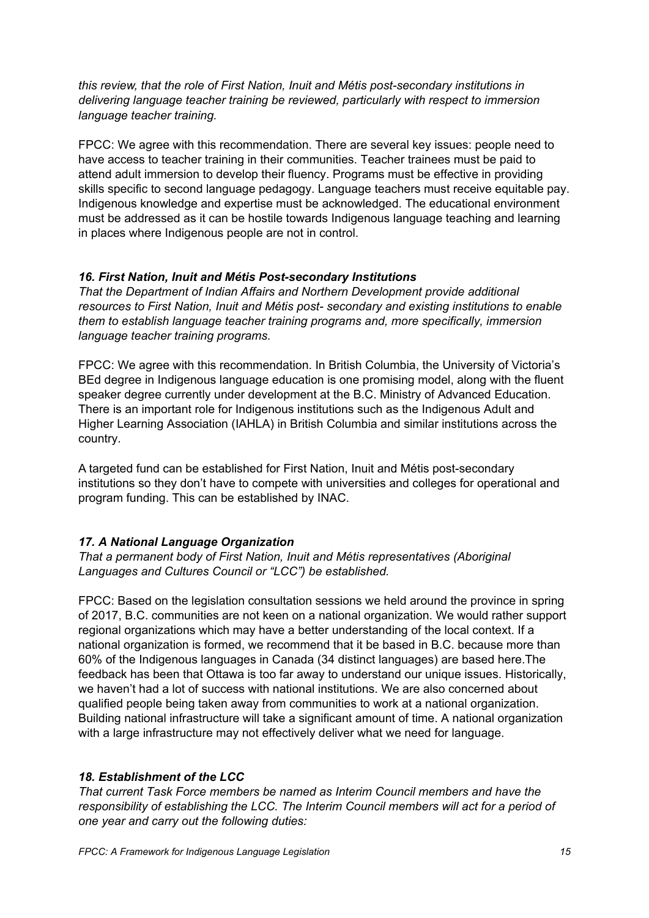*this review, that the role of First Nation, Inuit and Métis post-secondary institutions in delivering language teacher training be reviewed, particularly with respect to immersion language teacher training.*

FPCC: We agree with this recommendation. There are several key issues: people need to have access to teacher training in their communities. Teacher trainees must be paid to attend adult immersion to develop their fluency. Programs must be effective in providing skills specific to second language pedagogy. Language teachers must receive equitable pay. Indigenous knowledge and expertise must be acknowledged. The educational environment must be addressed as it can be hostile towards Indigenous language teaching and learning in places where Indigenous people are not in control.

### *16. First Nation, Inuit and Métis Post-secondary Institutions*

*That the Department of Indian Affairs and Northern Development provide additional resources to First Nation, Inuit and Métis post- secondary and existing institutions to enable them to establish language teacher training programs and, more specifically, immersion language teacher training programs.*

FPCC: We agree with this recommendation. In British Columbia, the University of Victoria's BEd degree in Indigenous language education is one promising model, along with the fluent speaker degree currently under development at the B.C. Ministry of Advanced Education. There is an important role for Indigenous institutions such as the Indigenous Adult and Higher Learning Association (IAHLA) in British Columbia and similar institutions across the country.

A targeted fund can be established for First Nation, Inuit and Métis post-secondary institutions so they don't have to compete with universities and colleges for operational and program funding. This can be established by INAC.

### *17. A National Language Organization*

*That a permanent body of First Nation, Inuit and Métis representatives (Aboriginal Languages and Cultures Council or "LCC") be established.*

FPCC: Based on the legislation consultation sessions we held around the province in spring of 2017, B.C. communities are not keen on a national organization. We would rather support regional organizations which may have a better understanding of the local context. If a national organization is formed, we recommend that it be based in B.C. because more than 60% of the Indigenous languages in Canada (34 distinct languages) are based here.The feedback has been that Ottawa is too far away to understand our unique issues. Historically, we haven't had a lot of success with national institutions. We are also concerned about qualified people being taken away from communities to work at a national organization. Building national infrastructure will take a significant amount of time. A national organization with a large infrastructure may not effectively deliver what we need for language.

### *18. Establishment of the LCC*

*That current Task Force members be named as Interim Council members and have the responsibility of establishing the LCC. The Interim Council members will act for a period of one year and carry out the following duties:*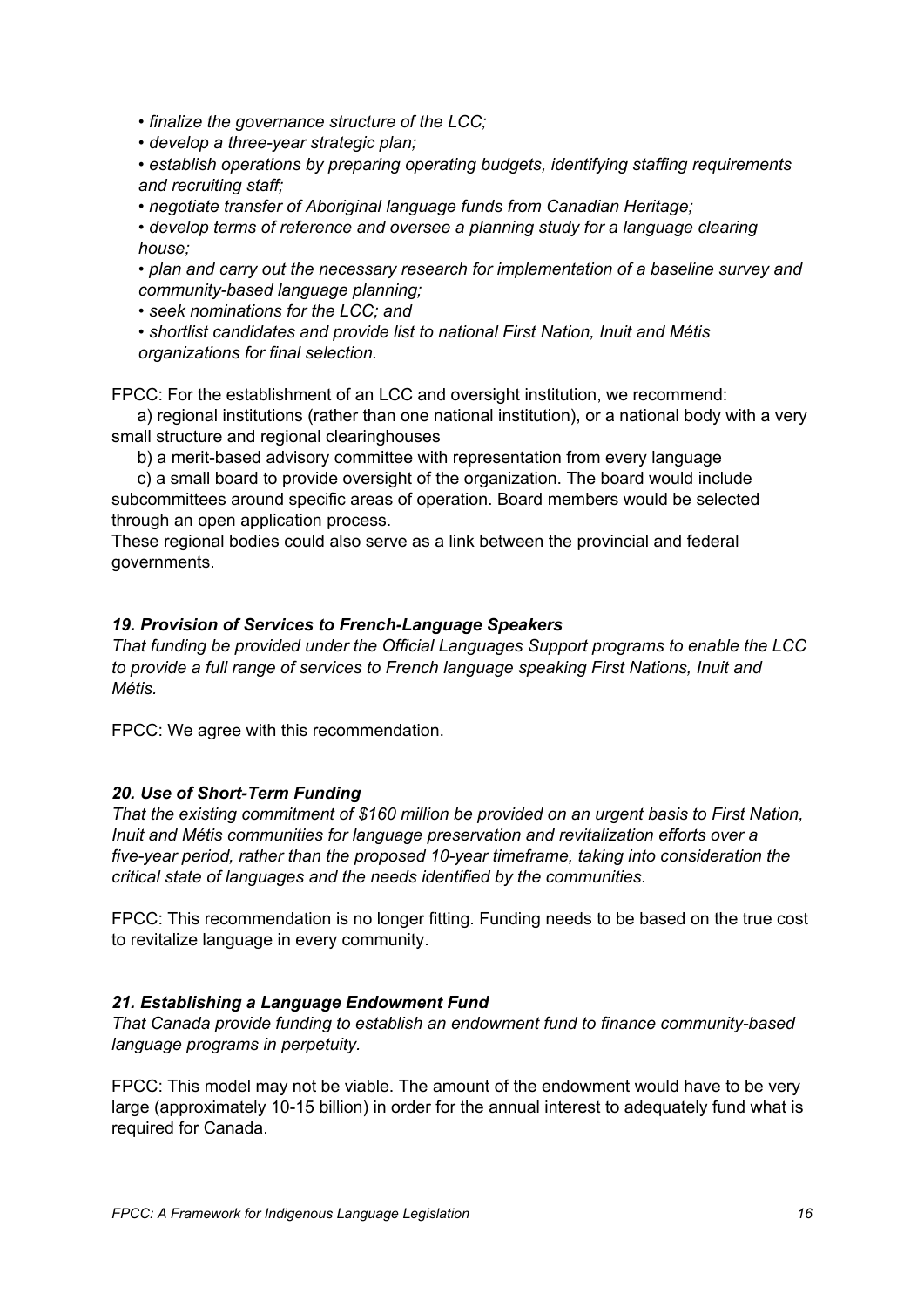- *finalize the governance structure of the LCC;*
- *develop a three-year strategic plan;*
- *establish operations by preparing operating budgets, identifying staffing requirements and recruiting staff;*
- *negotiate transfer of Aboriginal language funds from Canadian Heritage;*
- *develop terms of reference and oversee a planning study for a language clearing house;*
- *plan and carry out the necessary research for implementation of a baseline survey and community-based language planning;*
- *seek nominations for the LCC; and*
- *shortlist candidates and provide list to national First Nation, Inuit and Métis organizations for final selection.*

FPCC: For the establishment of an LCC and oversight institution, we recommend:

a) regional institutions (rather than one national institution), or a national body with a very small structure and regional clearinghouses

b) a merit-based advisory committee with representation from every language

c) a small board to provide oversight of the organization. The board would include subcommittees around specific areas of operation. Board members would be selected through an open application process.

These regional bodies could also serve as a link between the provincial and federal governments.

### *19. Provision of Services to French-Language Speakers*

*That funding be provided under the Official Languages Support programs to enable the LCC to provide a full range of services to French language speaking First Nations, Inuit and Métis.*

FPCC: We agree with this recommendation.

### *20. Use of Short-Term Funding*

*That the existing commitment of $160 million be provided on an urgent basis to First Nation, Inuit and Métis communities for language preservation and revitalization efforts over a five-year period, rather than the proposed 10-year timeframe, taking into consideration the critical state of languages and the needs identified by the communities.*

FPCC: This recommendation is no longer fitting. Funding needs to be based on the true cost to revitalize language in every community.

### *21. Establishing a Language Endowment Fund*

*That Canada provide funding to establish an endowment fund to finance community-based language programs in perpetuity.*

FPCC: This model may not be viable. The amount of the endowment would have to be very large (approximately 10-15 billion) in order for the annual interest to adequately fund what is required for Canada.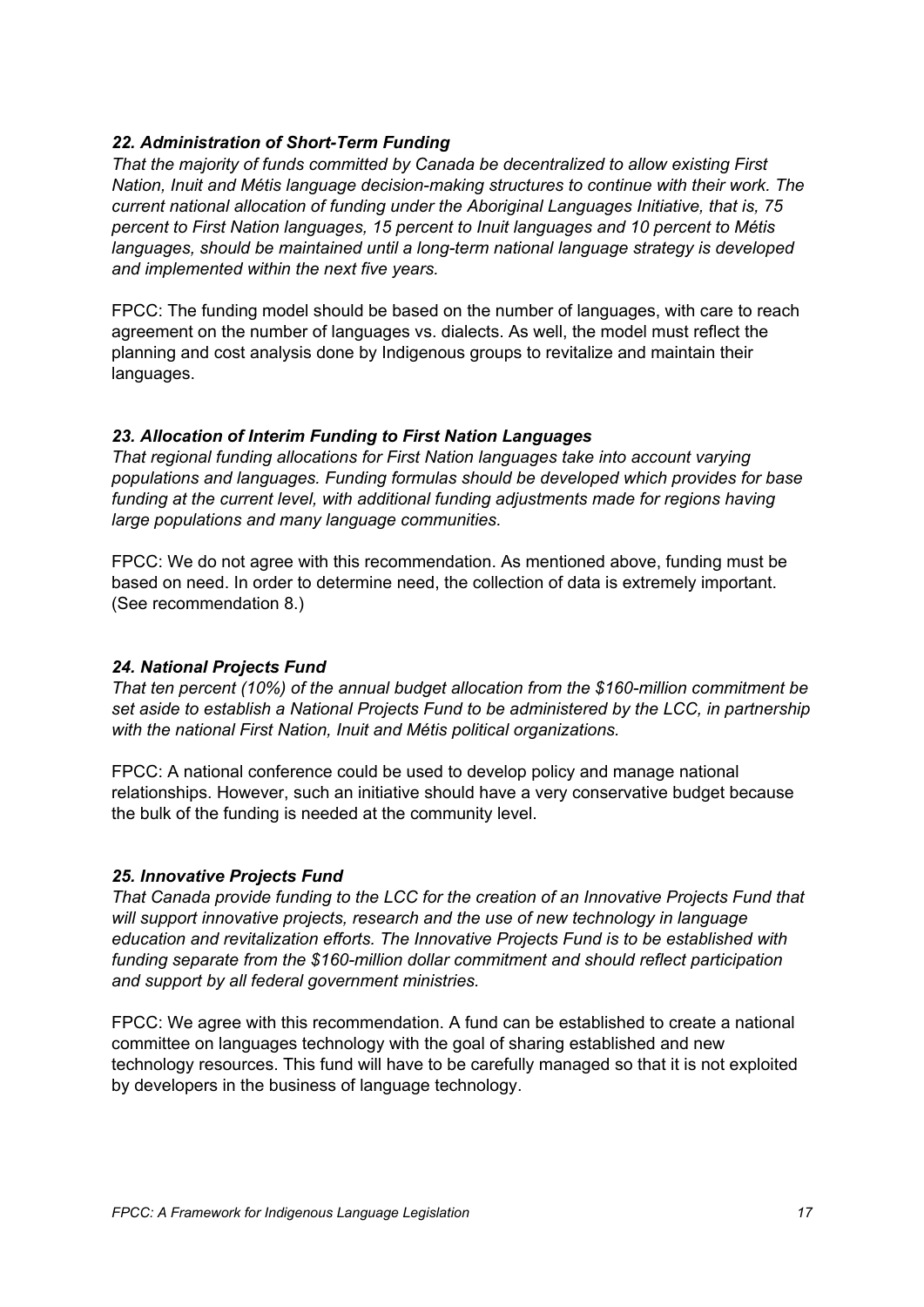### *22. Administration of Short-Term Funding*

*That the majority of funds committed by Canada be decentralized to allow existing First Nation, Inuit and Métis language decision-making structures to continue with their work. The current national allocation of funding under the Aboriginal Languages Initiative, that is, 75 percent to First Nation languages, 15 percent to Inuit languages and 10 percent to Métis languages, should be maintained until a long-term national language strategy is developed and implemented within the next five years.*

FPCC: The funding model should be based on the number of languages, with care to reach agreement on the number of languages vs. dialects. As well, the model must reflect the planning and cost analysis done by Indigenous groups to revitalize and maintain their languages.

### *23. Allocation of Interim Funding to First Nation Languages*

*That regional funding allocations for First Nation languages take into account varying populations and languages. Funding formulas should be developed which provides for base funding at the current level, with additional funding adjustments made for regions having large populations and many language communities.*

FPCC: We do not agree with this recommendation. As mentioned above, funding must be based on need. In order to determine need, the collection of data is extremely important. (See recommendation 8.)

### *24. National Projects Fund*

*That ten percent (10%) of the annual budget allocation from the $160-million commitment be set aside to establish a National Projects Fund to be administered by the LCC, in partnership with the national First Nation, Inuit and Métis political organizations.*

FPCC: A national conference could be used to develop policy and manage national relationships. However, such an initiative should have a very conservative budget because the bulk of the funding is needed at the community level.

### *25. Innovative Projects Fund*

*That Canada provide funding to the LCC for the creation of an Innovative Projects Fund that will support innovative projects, research and the use of new technology in language education and revitalization efforts. The Innovative Projects Fund is to be established with funding separate from the $160-million dollar commitment and should reflect participation and support by all federal government ministries.*

FPCC: We agree with this recommendation. A fund can be established to create a national committee on languages technology with the goal of sharing established and new technology resources. This fund will have to be carefully managed so that it is not exploited by developers in the business of language technology.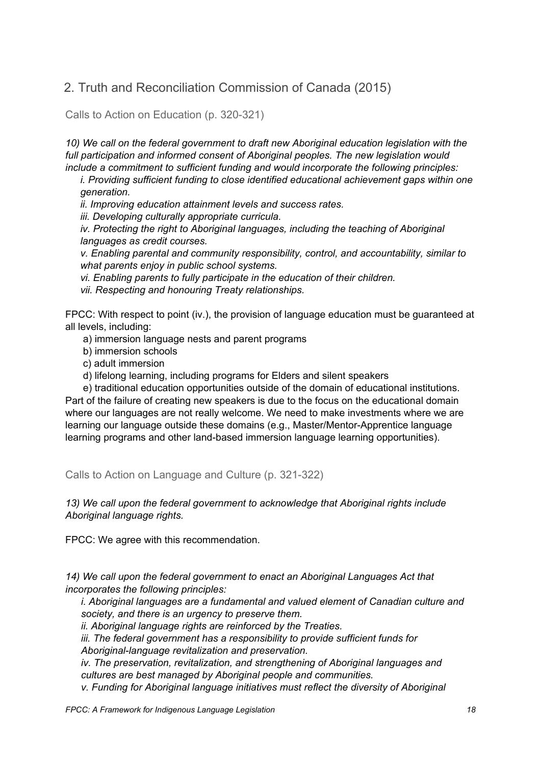## 2. Truth and Reconciliation Commission of Canada (2015)

### Calls to Action on Education (p. 320-321)

*10) We call on the federal government to draft new Aboriginal education legislation with the full participation and informed consent of Aboriginal peoples. The new legislation would include a commitment to sufficient funding and would incorporate the following principles:*

*i. Providing sufficient funding to close identified educational achievement gaps within one generation.*

*ii. Improving education attainment levels and success rates.*

*iii. Developing culturally appropriate curricula.*

*iv. Protecting the right to Aboriginal languages, including the teaching of Aboriginal languages as credit courses.*

*v. Enabling parental and community responsibility, control, and accountability, similar to what parents enjoy in public school systems.*

*vi. Enabling parents to fully participate in the education of their children.*

*vii. Respecting and honouring Treaty relationships.*

FPCC: With respect to point (iv.), the provision of language education must be guaranteed at all levels, including:

a) immersion language nests and parent programs
b) immersion schools
c) adult immersion
d) lifelong learning, including programs for Elders and silent speakers
e) traditional education opportunities outside of the domain of educational institutions.

Part of the failure of creating new speakers is due to the focus on the educational domain where our languages are not really welcome. We need to make investments where we are learning our language outside these domains (e.g., Master/Mentor-Apprentice language learning programs and other land-based immersion language learning opportunities).

### Calls to Action on Language and Culture (p. 321-322)

*13) We call upon the federal government to acknowledge that Aboriginal rights include Aboriginal language rights.*

FPCC: We agree with this recommendation.

*14) We call upon the federal government to enact an Aboriginal Languages Act that incorporates the following principles:*

*i. Aboriginal languages are a fundamental and valued element of Canadian culture and society, and there is an urgency to preserve them.*

*ii. Aboriginal language rights are reinforced by the Treaties.*

*iii. The federal government has a responsibility to provide sufficient funds for Aboriginal-language revitalization and preservation.*

*iv. The preservation, revitalization, and strengthening of Aboriginal languages and cultures are best managed by Aboriginal people and communities.*

*v. Funding for Aboriginal language initiatives must reflect the diversity of Aboriginal*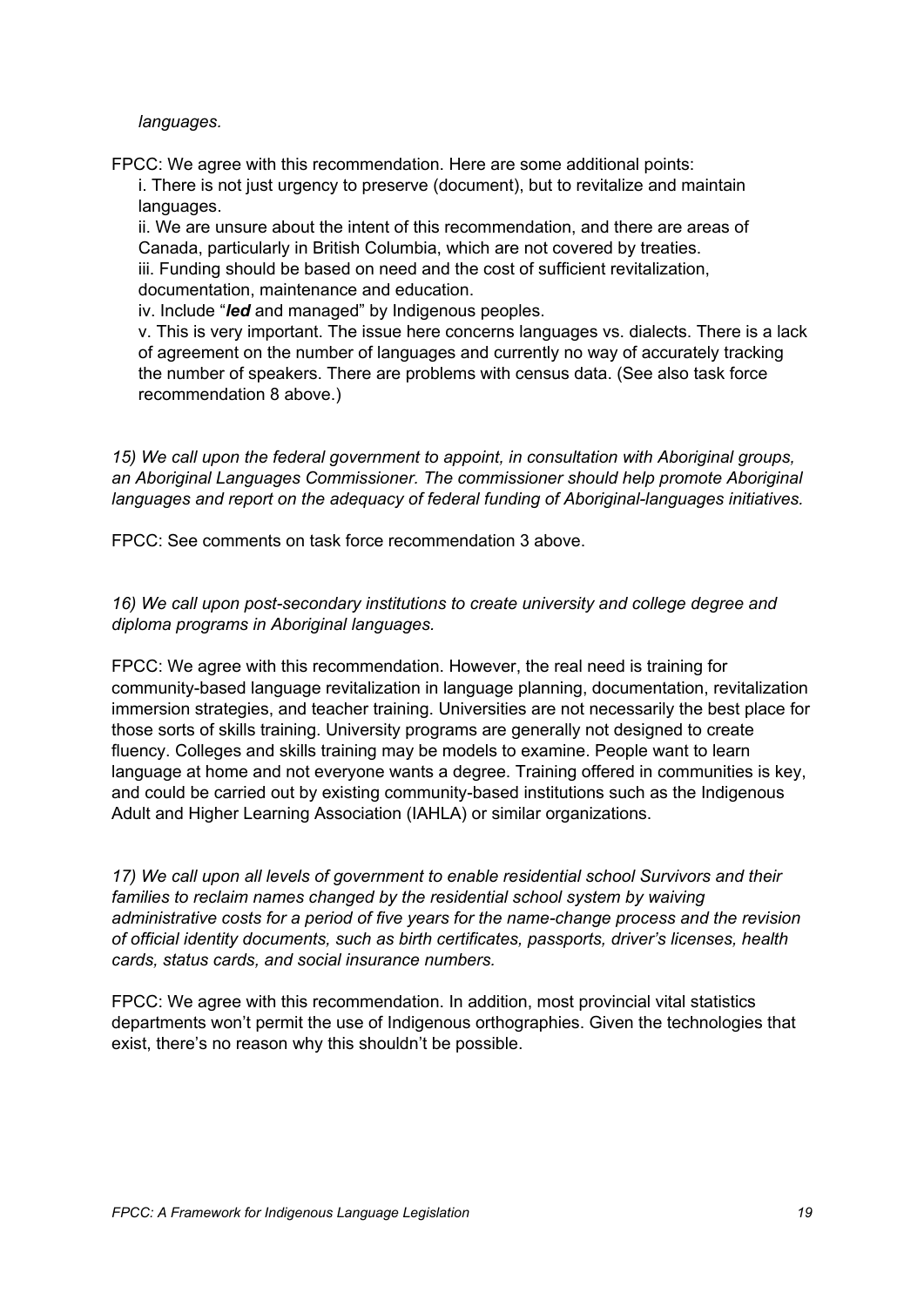*languages.*

FPCC: We agree with this recommendation. Here are some additional points:

i. There is not just urgency to preserve (document), but to revitalize and maintain languages.

ii. We are unsure about the intent of this recommendation, and there are areas of Canada, particularly in British Columbia, which are not covered by treaties.

iii. Funding should be based on need and the cost of sufficient revitalization, documentation, maintenance and education.

iv. Include "***led*** and managed" by Indigenous peoples.

v. This is very important. The issue here concerns languages vs. dialects. There is a lack of agreement on the number of languages and currently no way of accurately tracking the number of speakers. There are problems with census data. (See also task force recommendation 8 above.)

*15) We call upon the federal government to appoint, in consultation with Aboriginal groups, an Aboriginal Languages Commissioner. The commissioner should help promote Aboriginal languages and report on the adequacy of federal funding of Aboriginal-languages initiatives.*

FPCC: See comments on task force recommendation 3 above.

*16) We call upon post-secondary institutions to create university and college degree and diploma programs in Aboriginal languages.*

FPCC: We agree with this recommendation. However, the real need is training for community-based language revitalization in language planning, documentation, revitalization immersion strategies, and teacher training. Universities are not necessarily the best place for those sorts of skills training. University programs are generally not designed to create fluency. Colleges and skills training may be models to examine. People want to learn language at home and not everyone wants a degree. Training offered in communities is key, and could be carried out by existing community-based institutions such as the Indigenous Adult and Higher Learning Association (IAHLA) or similar organizations.

*17) We call upon all levels of government to enable residential school Survivors and their families to reclaim names changed by the residential school system by waiving administrative costs for a period of five years for the name-change process and the revision of official identity documents, such as birth certificates, passports, driver's licenses, health cards, status cards, and social insurance numbers.*

FPCC: We agree with this recommendation. In addition, most provincial vital statistics departments won't permit the use of Indigenous orthographies. Given the technologies that exist, there's no reason why this shouldn't be possible.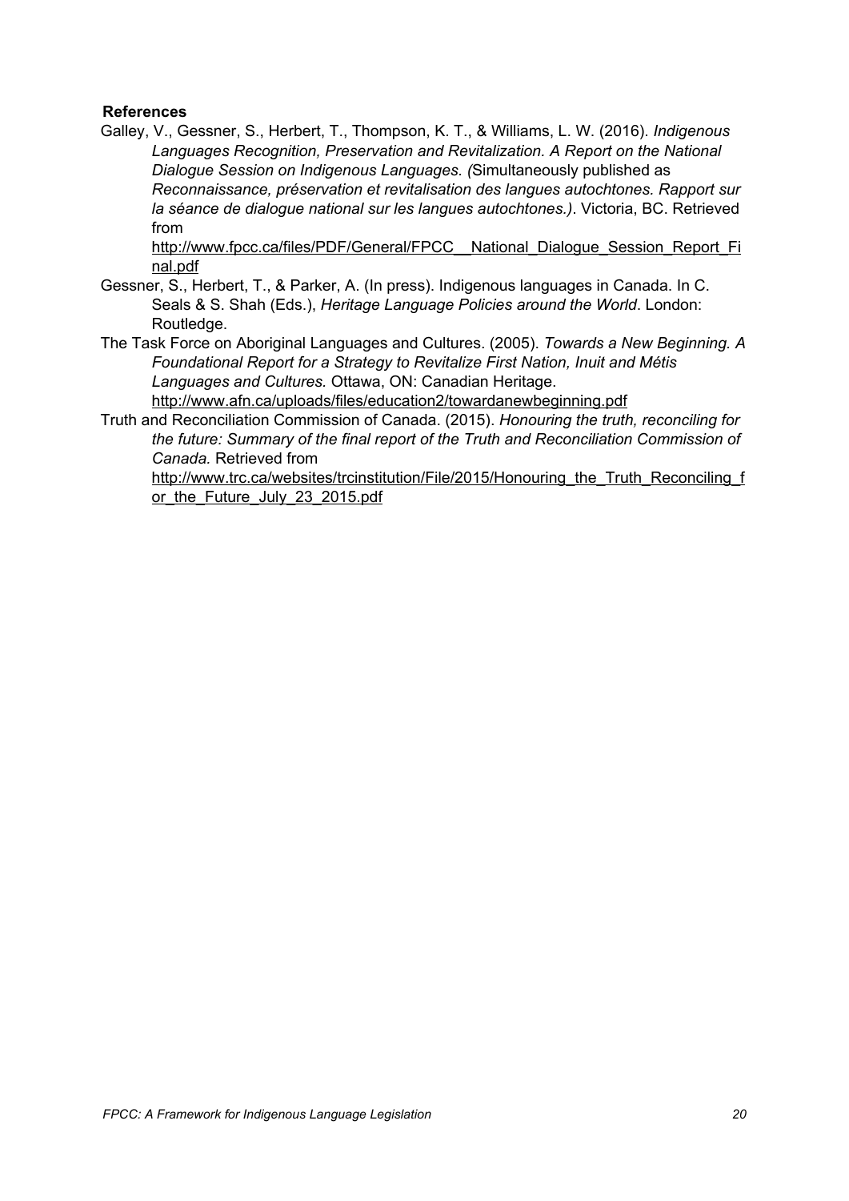**References**

Galley, V., Gessner, S., Herbert, T., Thompson, K. T., & Williams, L. W. (2016). *Indigenous Languages Recognition, Preservation and Revitalization. A Report on the National Dialogue Session on Indigenous Languages. (*Simultaneously published as *Reconnaissance, préservation et revitalisation des langues autochtones. Rapport sur la séance de dialogue national sur les langues autochtones.)*. Victoria, BC. Retrieved from http://www.fpcc.ca/files/PDF/General/FPCC__National_Dialogue_Session_Report_Final.pdf

Gessner, S., Herbert, T., & Parker, A. (In press). Indigenous languages in Canada. In C. Seals & S. Shah (Eds.), *Heritage Language Policies around the World*. London: Routledge.

The Task Force on Aboriginal Languages and Cultures. (2005). *Towards a New Beginning. A Foundational Report for a Strategy to Revitalize First Nation, Inuit and Métis Languages and Cultures.* Ottawa, ON: Canadian Heritage. http://www.afn.ca/uploads/files/education2/towardanewbeginning.pdf

Truth and Reconciliation Commission of Canada. (2015). *Honouring the truth, reconciling for the future: Summary of the final report of the Truth and Reconciliation Commission of Canada.* Retrieved from http://www.trc.ca/websites/trcinstitution/File/2015/Honouring_the_Truth_Reconciling_for_the_Future_July_23_2015.pdf